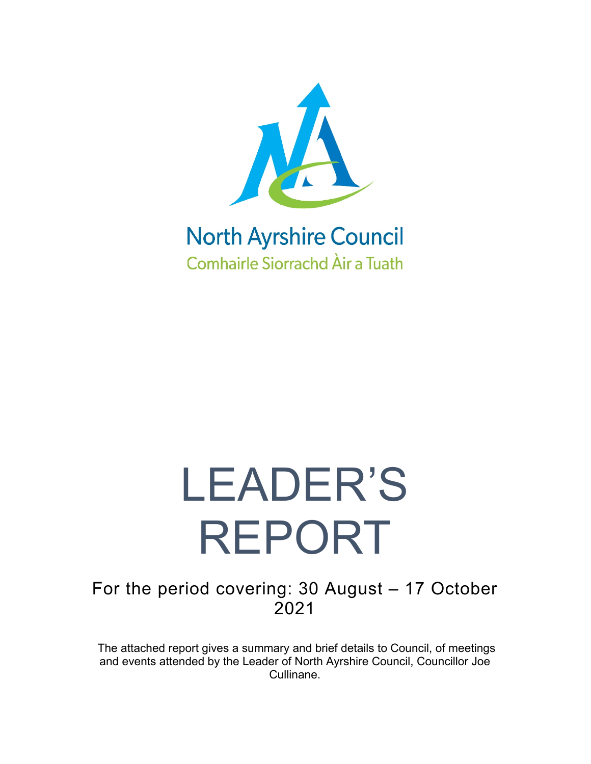North Ayrshire Council

Comhairle Siorrachd Àir a Tuath

# LEADER'S REPORT

For the period covering: 30 August – 17 October 2021

The attached report gives a summary and brief details to Council, of meetings and events attended by the Leader of North Ayrshire Council, Councillor Joe Cullinane.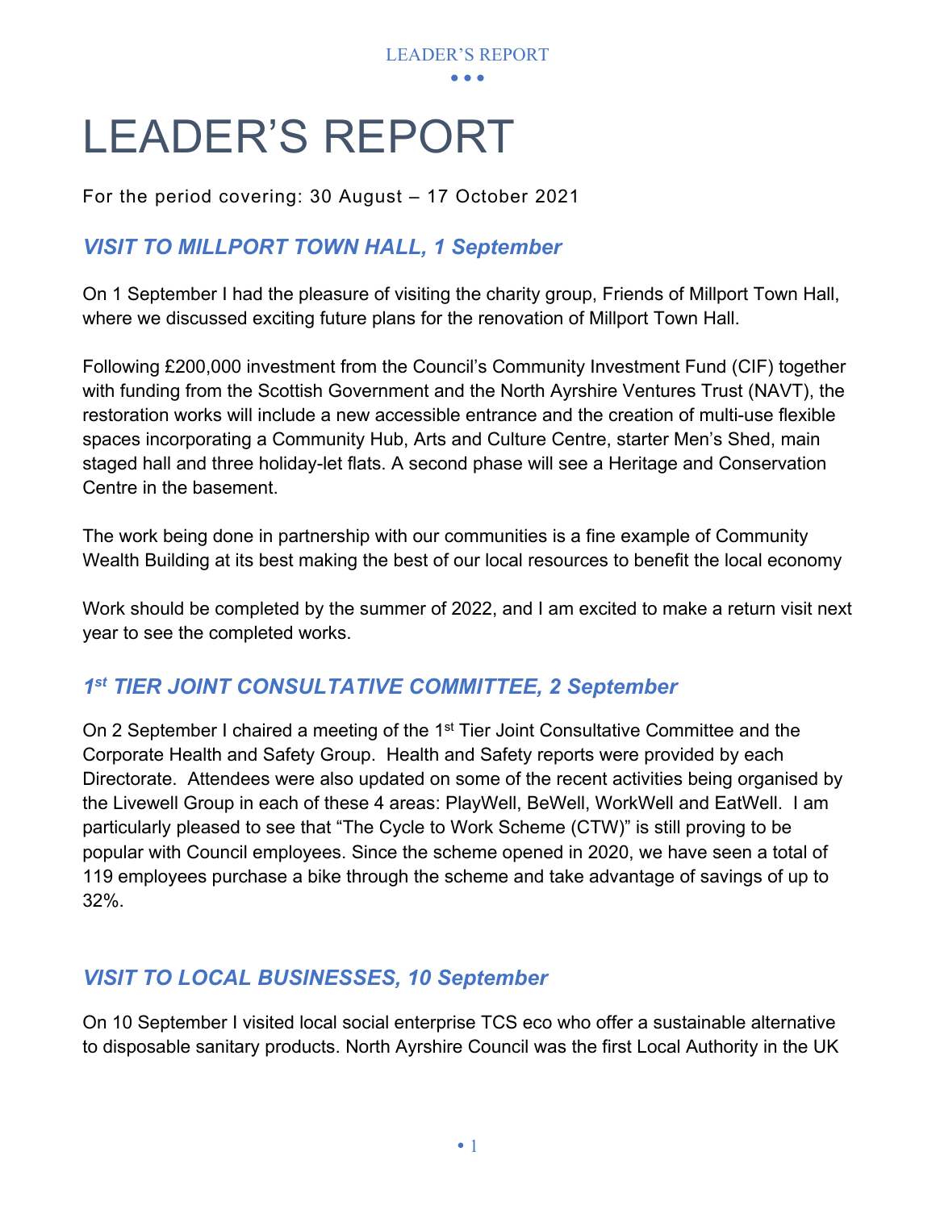# LEADER'S REPORT

For the period covering: 30 August – 17 October 2021

## *VISIT TO MILLPORT TOWN HALL, 1 September*

On 1 September I had the pleasure of visiting the charity group, Friends of Millport Town Hall, where we discussed exciting future plans for the renovation of Millport Town Hall.

Following £200,000 investment from the Council's Community Investment Fund (CIF) together with funding from the Scottish Government and the North Ayrshire Ventures Trust (NAVT), the restoration works will include a new accessible entrance and the creation of multi-use flexible spaces incorporating a Community Hub, Arts and Culture Centre, starter Men's Shed, main staged hall and three holiday-let flats. A second phase will see a Heritage and Conservation Centre in the basement.

The work being done in partnership with our communities is a fine example of Community Wealth Building at its best making the best of our local resources to benefit the local economy

Work should be completed by the summer of 2022, and I am excited to make a return visit next year to see the completed works.

## *1st TIER JOINT CONSULTATIVE COMMITTEE, 2 September*

On 2 September I chaired a meeting of the 1st Tier Joint Consultative Committee and the Corporate Health and Safety Group. Health and Safety reports were provided by each Directorate. Attendees were also updated on some of the recent activities being organised by the Livewell Group in each of these 4 areas: PlayWell, BeWell, WorkWell and EatWell. I am particularly pleased to see that "The Cycle to Work Scheme (CTW)" is still proving to be popular with Council employees. Since the scheme opened in 2020, we have seen a total of 119 employees purchase a bike through the scheme and take advantage of savings of up to 32%.

## *VISIT TO LOCAL BUSINESSES, 10 September*

On 10 September I visited local social enterprise TCS eco who offer a sustainable alternative to disposable sanitary products. North Ayrshire Council was the first Local Authority in the UK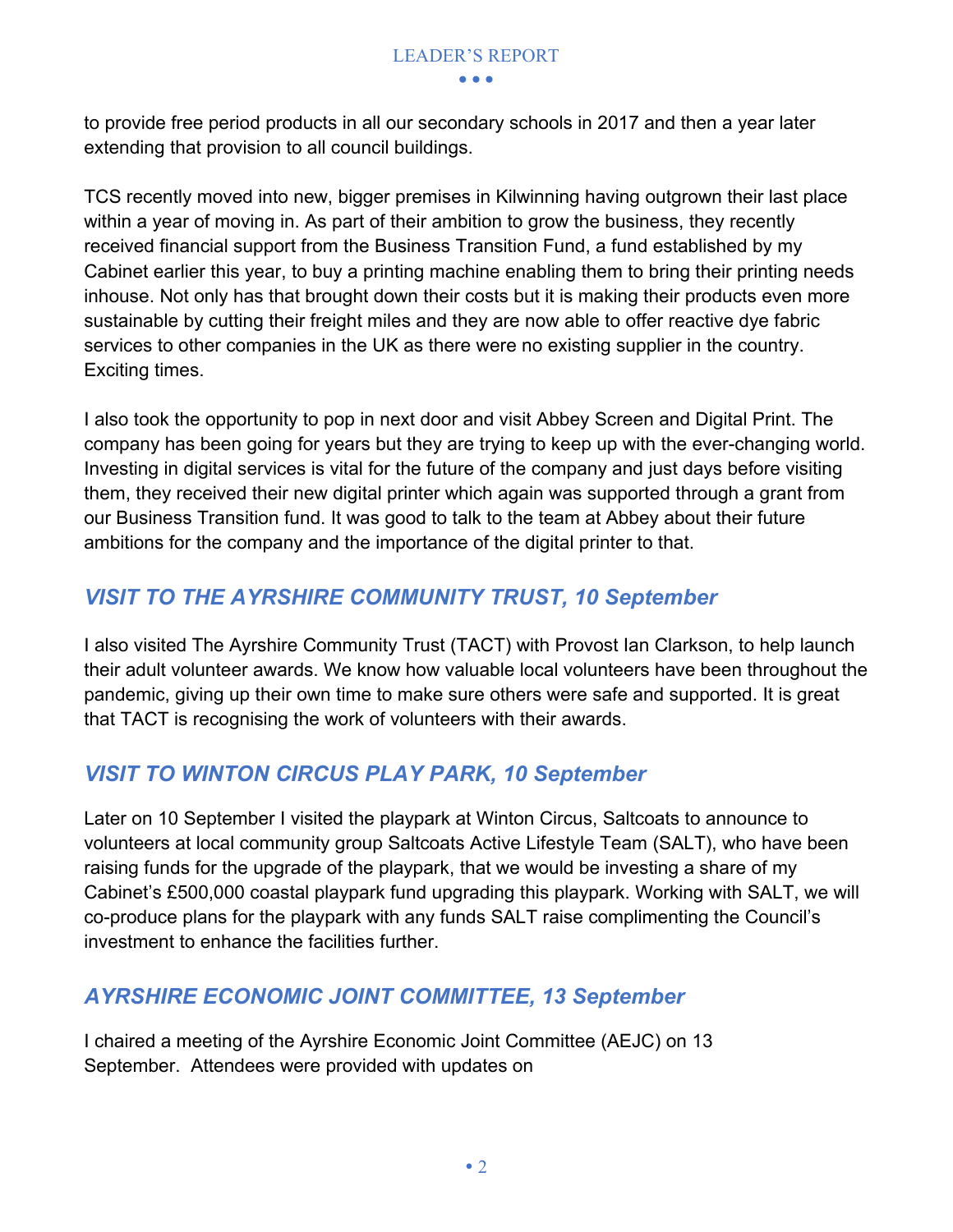to provide free period products in all our secondary schools in 2017 and then a year later extending that provision to all council buildings.

TCS recently moved into new, bigger premises in Kilwinning having outgrown their last place within a year of moving in. As part of their ambition to grow the business, they recently received financial support from the Business Transition Fund, a fund established by my Cabinet earlier this year, to buy a printing machine enabling them to bring their printing needs inhouse. Not only has that brought down their costs but it is making their products even more sustainable by cutting their freight miles and they are now able to offer reactive dye fabric services to other companies in the UK as there were no existing supplier in the country. Exciting times.

I also took the opportunity to pop in next door and visit Abbey Screen and Digital Print. The company has been going for years but they are trying to keep up with the ever-changing world. Investing in digital services is vital for the future of the company and just days before visiting them, they received their new digital printer which again was supported through a grant from our Business Transition fund. It was good to talk to the team at Abbey about their future ambitions for the company and the importance of the digital printer to that.

## *VISIT TO THE AYRSHIRE COMMUNITY TRUST, 10 September*

I also visited The Ayrshire Community Trust (TACT) with Provost Ian Clarkson, to help launch their adult volunteer awards. We know how valuable local volunteers have been throughout the pandemic, giving up their own time to make sure others were safe and supported. It is great that TACT is recognising the work of volunteers with their awards.

## *VISIT TO WINTON CIRCUS PLAY PARK, 10 September*

Later on 10 September I visited the playpark at Winton Circus, Saltcoats to announce to volunteers at local community group Saltcoats Active Lifestyle Team (SALT), who have been raising funds for the upgrade of the playpark, that we would be investing a share of my Cabinet's £500,000 coastal playpark fund upgrading this playpark. Working with SALT, we will co-produce plans for the playpark with any funds SALT raise complimenting the Council's investment to enhance the facilities further.

## *AYRSHIRE ECONOMIC JOINT COMMITTEE, 13 September*

I chaired a meeting of the Ayrshire Economic Joint Committee (AEJC) on 13 September. Attendees were provided with updates on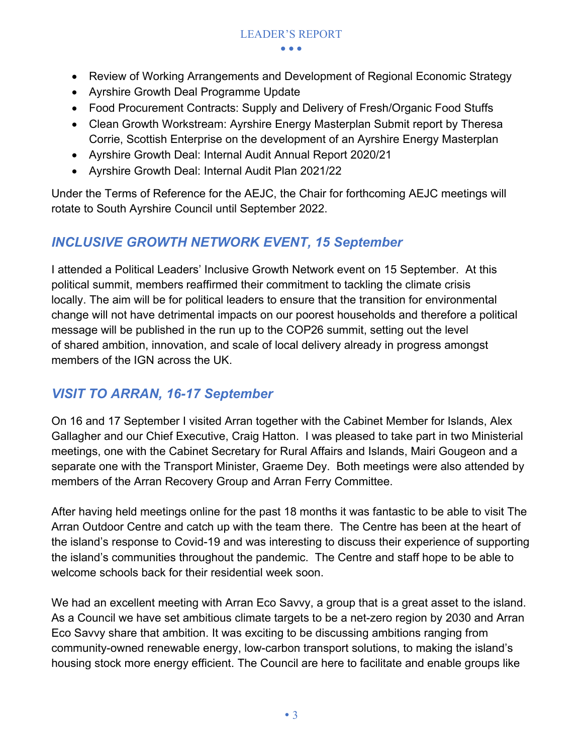- Review of Working Arrangements and Development of Regional Economic Strategy
- Ayrshire Growth Deal Programme Update
- Food Procurement Contracts: Supply and Delivery of Fresh/Organic Food Stuffs
- Clean Growth Workstream: Ayrshire Energy Masterplan Submit report by Theresa Corrie, Scottish Enterprise on the development of an Ayrshire Energy Masterplan
- Ayrshire Growth Deal: Internal Audit Annual Report 2020/21
- Ayrshire Growth Deal: Internal Audit Plan 2021/22

Under the Terms of Reference for the AEJC, the Chair for forthcoming AEJC meetings will rotate to South Ayrshire Council until September 2022.

## *INCLUSIVE GROWTH NETWORK EVENT, 15 September*

I attended a Political Leaders' Inclusive Growth Network event on 15 September. At this political summit, members reaffirmed their commitment to tackling the climate crisis locally. The aim will be for political leaders to ensure that the transition for environmental change will not have detrimental impacts on our poorest households and therefore a political message will be published in the run up to the COP26 summit, setting out the level of shared ambition, innovation, and scale of local delivery already in progress amongst members of the IGN across the UK.

## *VISIT TO ARRAN, 16-17 September*

On 16 and 17 September I visited Arran together with the Cabinet Member for Islands, Alex Gallagher and our Chief Executive, Craig Hatton. I was pleased to take part in two Ministerial meetings, one with the Cabinet Secretary for Rural Affairs and Islands, Mairi Gougeon and a separate one with the Transport Minister, Graeme Dey. Both meetings were also attended by members of the Arran Recovery Group and Arran Ferry Committee.

After having held meetings online for the past 18 months it was fantastic to be able to visit The Arran Outdoor Centre and catch up with the team there. The Centre has been at the heart of the island's response to Covid-19 and was interesting to discuss their experience of supporting the island's communities throughout the pandemic. The Centre and staff hope to be able to welcome schools back for their residential week soon.

We had an excellent meeting with Arran Eco Savvy, a group that is a great asset to the island. As a Council we have set ambitious climate targets to be a net-zero region by 2030 and Arran Eco Savvy share that ambition. It was exciting to be discussing ambitions ranging from community-owned renewable energy, low-carbon transport solutions, to making the island's housing stock more energy efficient. The Council are here to facilitate and enable groups like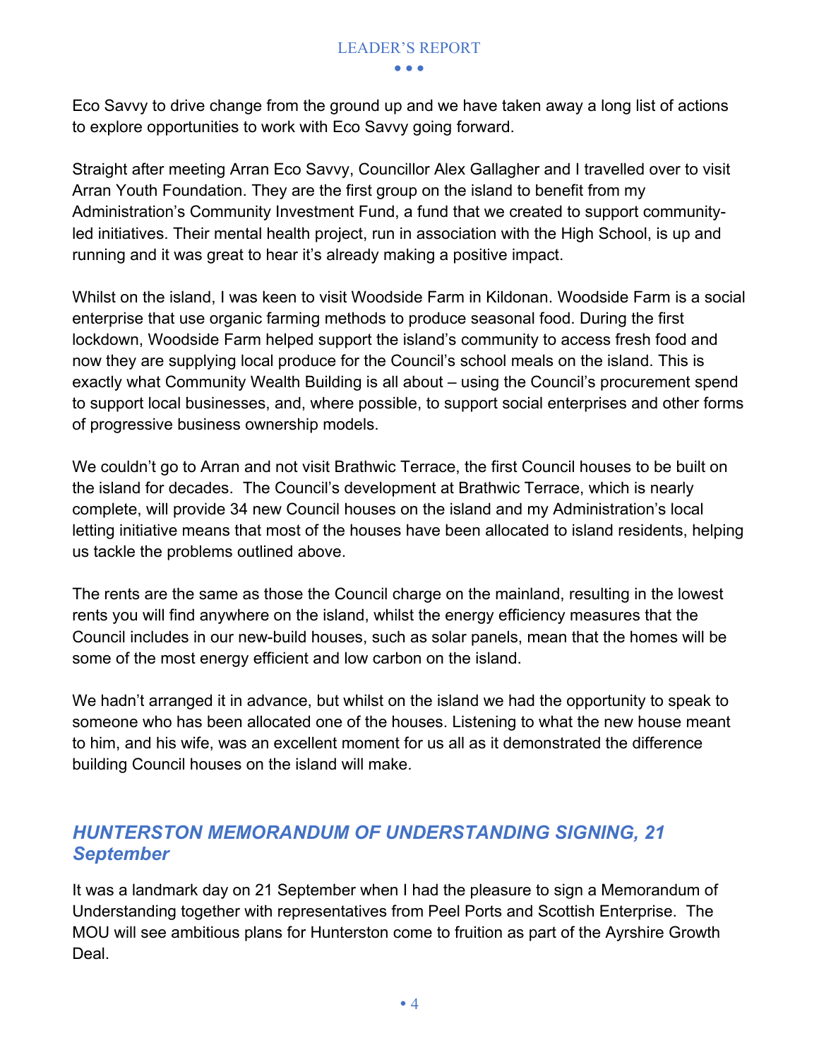Eco Savvy to drive change from the ground up and we have taken away a long list of actions to explore opportunities to work with Eco Savvy going forward.

Straight after meeting Arran Eco Savvy, Councillor Alex Gallagher and I travelled over to visit Arran Youth Foundation. They are the first group on the island to benefit from my Administration's Community Investment Fund, a fund that we created to support community-led initiatives. Their mental health project, run in association with the High School, is up and running and it was great to hear it's already making a positive impact.

Whilst on the island, I was keen to visit Woodside Farm in Kildonan. Woodside Farm is a social enterprise that use organic farming methods to produce seasonal food. During the first lockdown, Woodside Farm helped support the island's community to access fresh food and now they are supplying local produce for the Council's school meals on the island. This is exactly what Community Wealth Building is all about – using the Council's procurement spend to support local businesses, and, where possible, to support social enterprises and other forms of progressive business ownership models.

We couldn't go to Arran and not visit Brathwic Terrace, the first Council houses to be built on the island for decades. The Council's development at Brathwic Terrace, which is nearly complete, will provide 34 new Council houses on the island and my Administration's local letting initiative means that most of the houses have been allocated to island residents, helping us tackle the problems outlined above.

The rents are the same as those the Council charge on the mainland, resulting in the lowest rents you will find anywhere on the island, whilst the energy efficiency measures that the Council includes in our new-build houses, such as solar panels, mean that the homes will be some of the most energy efficient and low carbon on the island.

We hadn't arranged it in advance, but whilst on the island we had the opportunity to speak to someone who has been allocated one of the houses. Listening to what the new house meant to him, and his wife, was an excellent moment for us all as it demonstrated the difference building Council houses on the island will make.

## *HUNTERSTON MEMORANDUM OF UNDERSTANDING SIGNING, 21 September*

It was a landmark day on 21 September when I had the pleasure to sign a Memorandum of Understanding together with representatives from Peel Ports and Scottish Enterprise. The MOU will see ambitious plans for Hunterston come to fruition as part of the Ayrshire Growth Deal.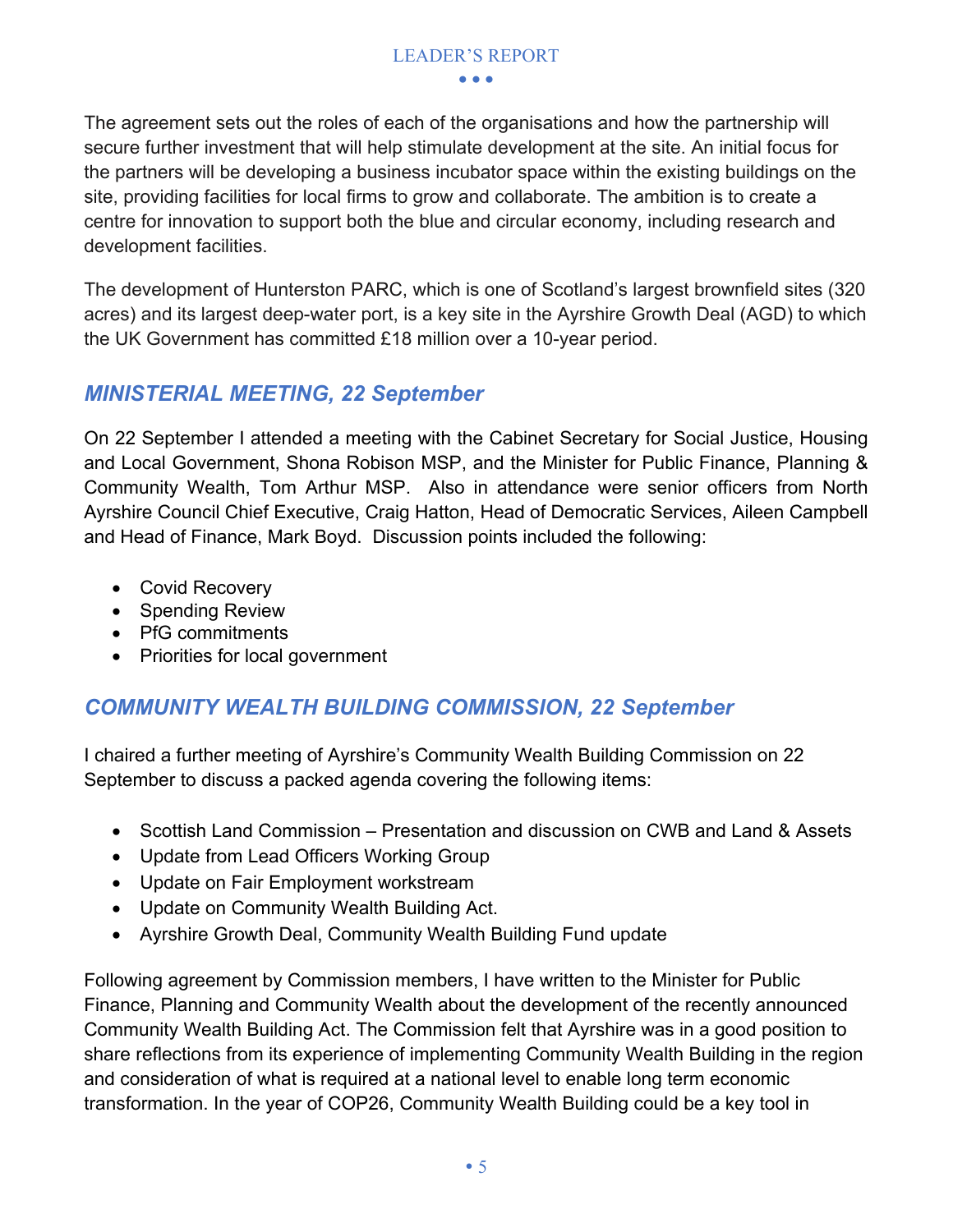The agreement sets out the roles of each of the organisations and how the partnership will secure further investment that will help stimulate development at the site. An initial focus for the partners will be developing a business incubator space within the existing buildings on the site, providing facilities for local firms to grow and collaborate. The ambition is to create a centre for innovation to support both the blue and circular economy, including research and development facilities.

The development of Hunterston PARC, which is one of Scotland's largest brownfield sites (320 acres) and its largest deep-water port, is a key site in the Ayrshire Growth Deal (AGD) to which the UK Government has committed £18 million over a 10-year period.

## *MINISTERIAL MEETING, 22 September*

On 22 September I attended a meeting with the Cabinet Secretary for Social Justice, Housing and Local Government, Shona Robison MSP, and the Minister for Public Finance, Planning & Community Wealth, Tom Arthur MSP. Also in attendance were senior officers from North Ayrshire Council Chief Executive, Craig Hatton, Head of Democratic Services, Aileen Campbell and Head of Finance, Mark Boyd. Discussion points included the following:

- Covid Recovery
- Spending Review
- PfG commitments
- Priorities for local government

## *COMMUNITY WEALTH BUILDING COMMISSION, 22 September*

I chaired a further meeting of Ayrshire's Community Wealth Building Commission on 22 September to discuss a packed agenda covering the following items:

- Scottish Land Commission – Presentation and discussion on CWB and Land & Assets
- Update from Lead Officers Working Group
- Update on Fair Employment workstream
- Update on Community Wealth Building Act.
- Ayrshire Growth Deal, Community Wealth Building Fund update

Following agreement by Commission members, I have written to the Minister for Public Finance, Planning and Community Wealth about the development of the recently announced Community Wealth Building Act. The Commission felt that Ayrshire was in a good position to share reflections from its experience of implementing Community Wealth Building in the region and consideration of what is required at a national level to enable long term economic transformation. In the year of COP26, Community Wealth Building could be a key tool in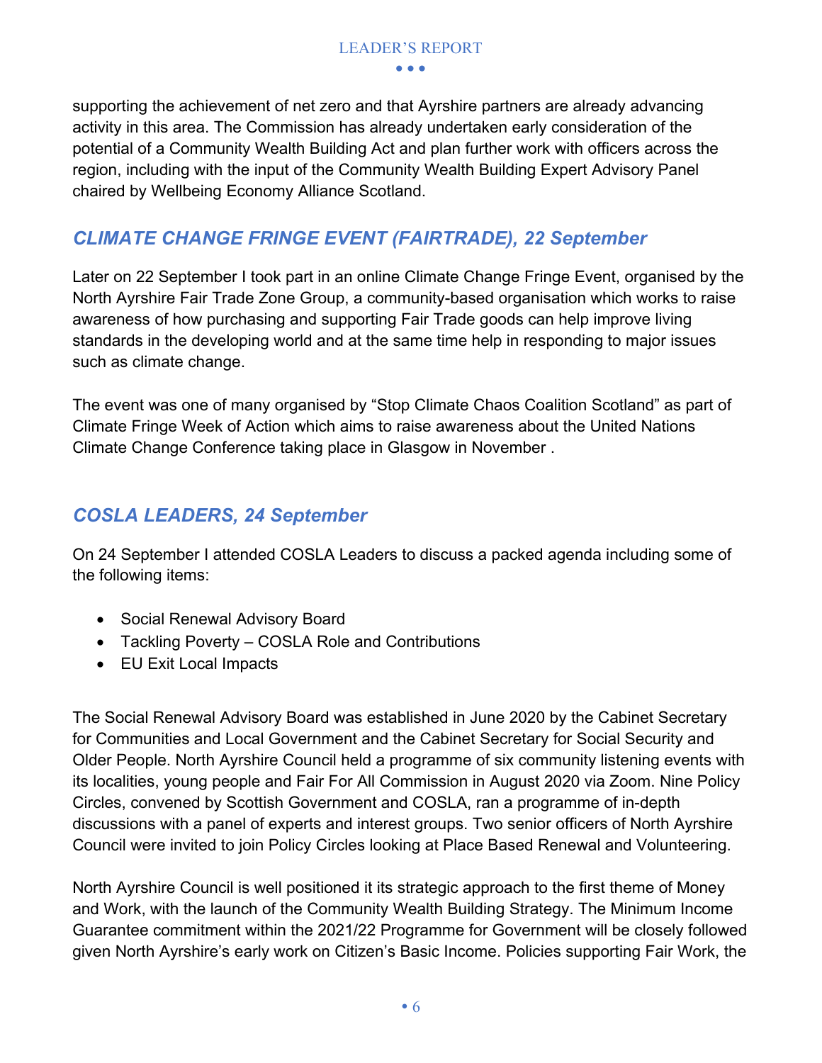supporting the achievement of net zero and that Ayrshire partners are already advancing activity in this area. The Commission has already undertaken early consideration of the potential of a Community Wealth Building Act and plan further work with officers across the region, including with the input of the Community Wealth Building Expert Advisory Panel chaired by Wellbeing Economy Alliance Scotland.

## *CLIMATE CHANGE FRINGE EVENT (FAIRTRADE), 22 September*

Later on 22 September I took part in an online Climate Change Fringe Event, organised by the North Ayrshire Fair Trade Zone Group, a community-based organisation which works to raise awareness of how purchasing and supporting Fair Trade goods can help improve living standards in the developing world and at the same time help in responding to major issues such as climate change.

The event was one of many organised by "Stop Climate Chaos Coalition Scotland" as part of Climate Fringe Week of Action which aims to raise awareness about the United Nations Climate Change Conference taking place in Glasgow in November .

## *COSLA LEADERS, 24 September*

On 24 September I attended COSLA Leaders to discuss a packed agenda including some of the following items:

- Social Renewal Advisory Board
- Tackling Poverty – COSLA Role and Contributions
- EU Exit Local Impacts

The Social Renewal Advisory Board was established in June 2020 by the Cabinet Secretary for Communities and Local Government and the Cabinet Secretary for Social Security and Older People. North Ayrshire Council held a programme of six community listening events with its localities, young people and Fair For All Commission in August 2020 via Zoom. Nine Policy Circles, convened by Scottish Government and COSLA, ran a programme of in-depth discussions with a panel of experts and interest groups. Two senior officers of North Ayrshire Council were invited to join Policy Circles looking at Place Based Renewal and Volunteering.

North Ayrshire Council is well positioned it its strategic approach to the first theme of Money and Work, with the launch of the Community Wealth Building Strategy. The Minimum Income Guarantee commitment within the 2021/22 Programme for Government will be closely followed given North Ayrshire's early work on Citizen's Basic Income. Policies supporting Fair Work, the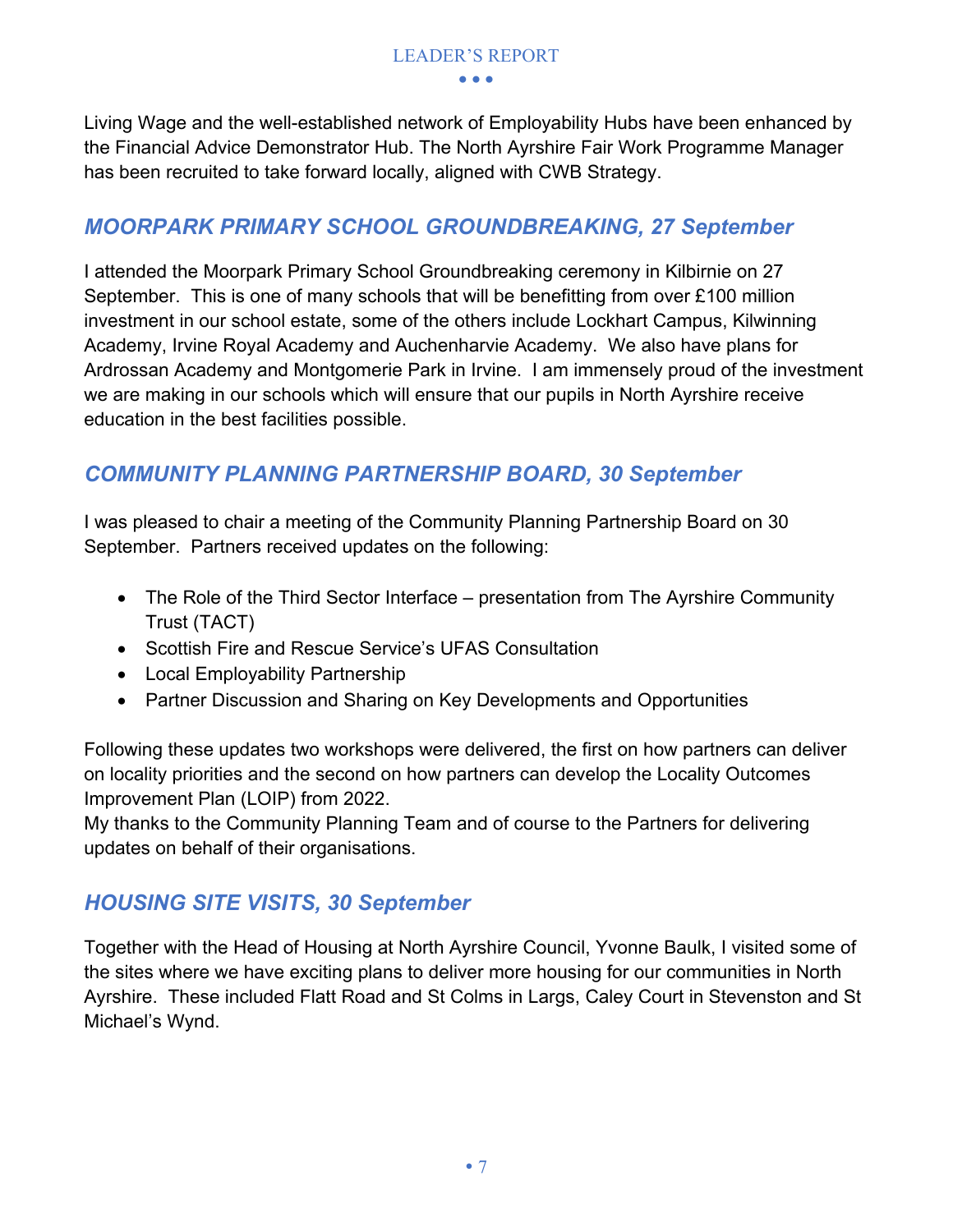Living Wage and the well-established network of Employability Hubs have been enhanced by the Financial Advice Demonstrator Hub. The North Ayrshire Fair Work Programme Manager has been recruited to take forward locally, aligned with CWB Strategy.

## *MOORPARK PRIMARY SCHOOL GROUNDBREAKING, 27 September*

I attended the Moorpark Primary School Groundbreaking ceremony in Kilbirnie on 27 September. This is one of many schools that will be benefitting from over £100 million investment in our school estate, some of the others include Lockhart Campus, Kilwinning Academy, Irvine Royal Academy and Auchenharvie Academy. We also have plans for Ardrossan Academy and Montgomerie Park in Irvine. I am immensely proud of the investment we are making in our schools which will ensure that our pupils in North Ayrshire receive education in the best facilities possible.

## *COMMUNITY PLANNING PARTNERSHIP BOARD, 30 September*

I was pleased to chair a meeting of the Community Planning Partnership Board on 30 September. Partners received updates on the following:

- The Role of the Third Sector Interface – presentation from The Ayrshire Community Trust (TACT)
- Scottish Fire and Rescue Service's UFAS Consultation
- Local Employability Partnership
- Partner Discussion and Sharing on Key Developments and Opportunities

Following these updates two workshops were delivered, the first on how partners can deliver on locality priorities and the second on how partners can develop the Locality Outcomes Improvement Plan (LOIP) from 2022.
My thanks to the Community Planning Team and of course to the Partners for delivering updates on behalf of their organisations.

## *HOUSING SITE VISITS, 30 September*

Together with the Head of Housing at North Ayrshire Council, Yvonne Baulk, I visited some of the sites where we have exciting plans to deliver more housing for our communities in North Ayrshire. These included Flatt Road and St Colms in Largs, Caley Court in Stevenston and St Michael's Wynd.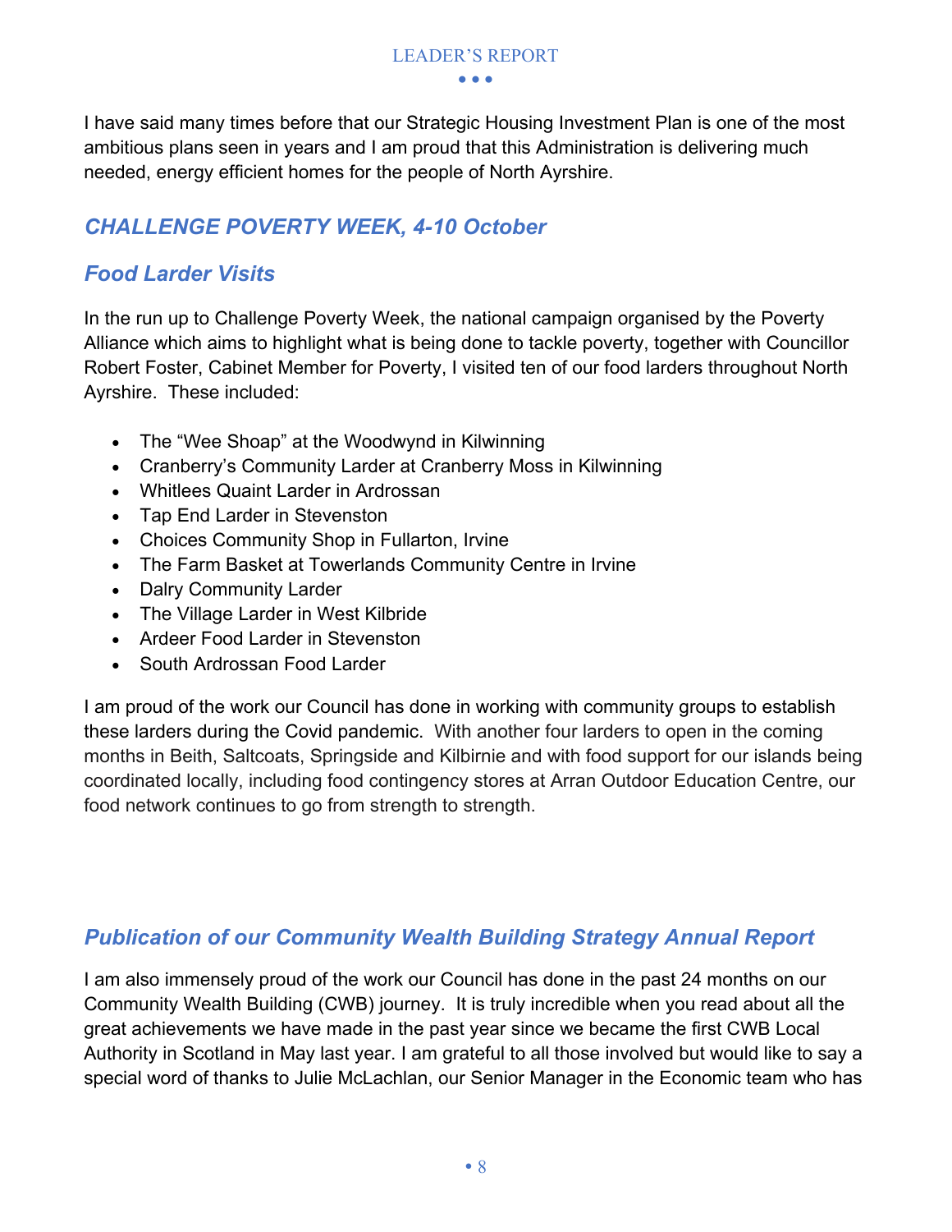I have said many times before that our Strategic Housing Investment Plan is one of the most ambitious plans seen in years and I am proud that this Administration is delivering much needed, energy efficient homes for the people of North Ayrshire.

## *CHALLENGE POVERTY WEEK, 4-10 October*

## *Food Larder Visits*

In the run up to Challenge Poverty Week, the national campaign organised by the Poverty Alliance which aims to highlight what is being done to tackle poverty, together with Councillor Robert Foster, Cabinet Member for Poverty, I visited ten of our food larders throughout North Ayrshire. These included:

- The "Wee Shoap" at the Woodwynd in Kilwinning
- Cranberry's Community Larder at Cranberry Moss in Kilwinning
- Whitlees Quaint Larder in Ardrossan
- Tap End Larder in Stevenston
- Choices Community Shop in Fullarton, Irvine
- The Farm Basket at Towerlands Community Centre in Irvine
- Dalry Community Larder
- The Village Larder in West Kilbride
- Ardeer Food Larder in Stevenston
- South Ardrossan Food Larder

I am proud of the work our Council has done in working with community groups to establish these larders during the Covid pandemic. With another four larders to open in the coming months in Beith, Saltcoats, Springside and Kilbirnie and with food support for our islands being coordinated locally, including food contingency stores at Arran Outdoor Education Centre, our food network continues to go from strength to strength.

## *Publication of our Community Wealth Building Strategy Annual Report*

I am also immensely proud of the work our Council has done in the past 24 months on our Community Wealth Building (CWB) journey. It is truly incredible when you read about all the great achievements we have made in the past year since we became the first CWB Local Authority in Scotland in May last year. I am grateful to all those involved but would like to say a special word of thanks to Julie McLachlan, our Senior Manager in the Economic team who has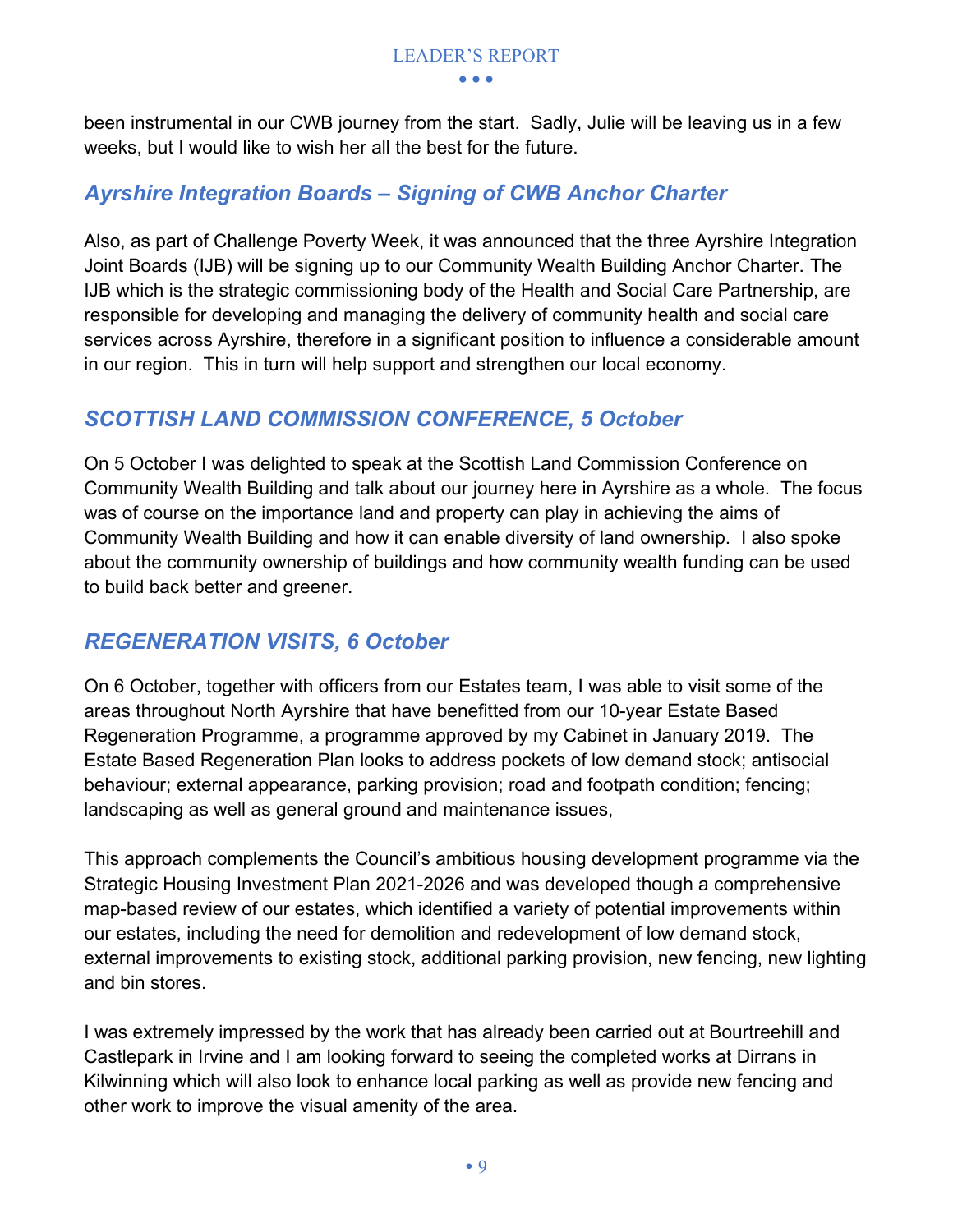been instrumental in our CWB journey from the start. Sadly, Julie will be leaving us in a few weeks, but I would like to wish her all the best for the future.

## *Ayrshire Integration Boards – Signing of CWB Anchor Charter*

Also, as part of Challenge Poverty Week, it was announced that the three Ayrshire Integration Joint Boards (IJB) will be signing up to our Community Wealth Building Anchor Charter. The IJB which is the strategic commissioning body of the Health and Social Care Partnership, are responsible for developing and managing the delivery of community health and social care services across Ayrshire, therefore in a significant position to influence a considerable amount in our region. This in turn will help support and strengthen our local economy.

## *SCOTTISH LAND COMMISSION CONFERENCE, 5 October*

On 5 October I was delighted to speak at the Scottish Land Commission Conference on Community Wealth Building and talk about our journey here in Ayrshire as a whole. The focus was of course on the importance land and property can play in achieving the aims of Community Wealth Building and how it can enable diversity of land ownership. I also spoke about the community ownership of buildings and how community wealth funding can be used to build back better and greener.

## *REGENERATION VISITS, 6 October*

On 6 October, together with officers from our Estates team, I was able to visit some of the areas throughout North Ayrshire that have benefitted from our 10-year Estate Based Regeneration Programme, a programme approved by my Cabinet in January 2019. The Estate Based Regeneration Plan looks to address pockets of low demand stock; antisocial behaviour; external appearance, parking provision; road and footpath condition; fencing; landscaping as well as general ground and maintenance issues,

This approach complements the Council's ambitious housing development programme via the Strategic Housing Investment Plan 2021-2026 and was developed though a comprehensive map-based review of our estates, which identified a variety of potential improvements within our estates, including the need for demolition and redevelopment of low demand stock, external improvements to existing stock, additional parking provision, new fencing, new lighting and bin stores.

I was extremely impressed by the work that has already been carried out at Bourtreehill and Castlepark in Irvine and I am looking forward to seeing the completed works at Dirrans in Kilwinning which will also look to enhance local parking as well as provide new fencing and other work to improve the visual amenity of the area.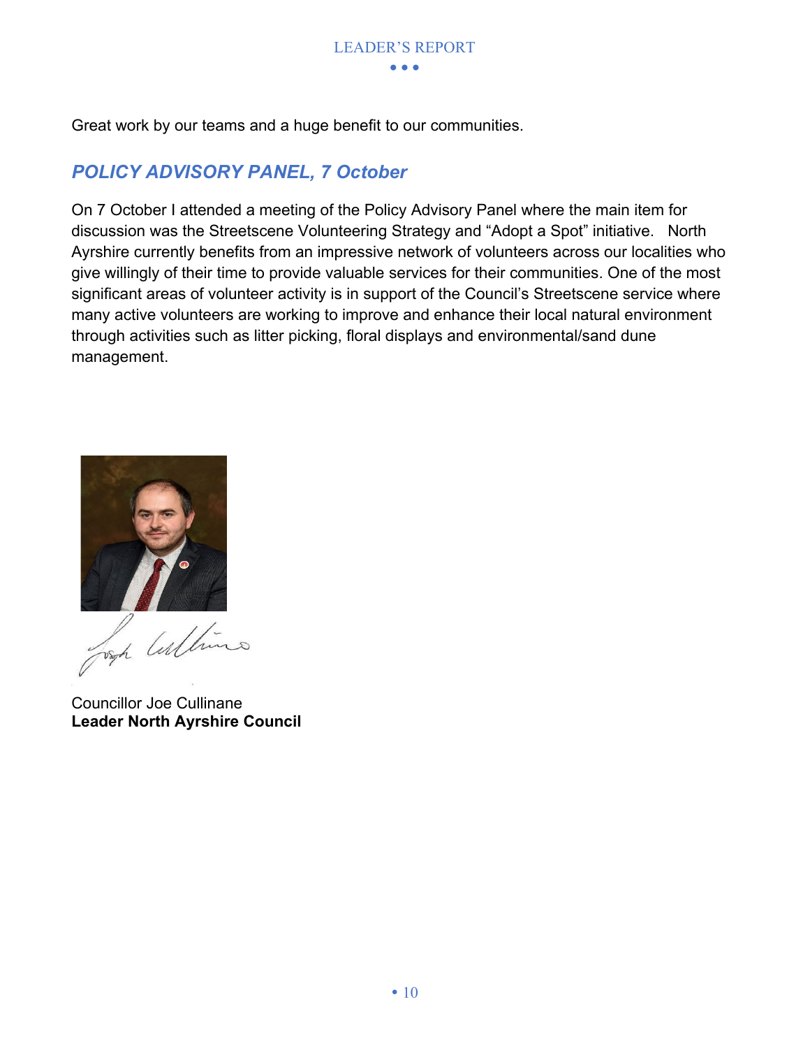Great work by our teams and a huge benefit to our communities.

## *POLICY ADVISORY PANEL, 7 October*

On 7 October I attended a meeting of the Policy Advisory Panel where the main item for discussion was the Streetscene Volunteering Strategy and "Adopt a Spot" initiative. North Ayrshire currently benefits from an impressive network of volunteers across our localities who give willingly of their time to provide valuable services for their communities. One of the most significant areas of volunteer activity is in support of the Council's Streetscene service where many active volunteers are working to improve and enhance their local natural environment through activities such as litter picking, floral displays and environmental/sand dune management.

Councillor Joe Cullinane
**Leader North Ayrshire Council**